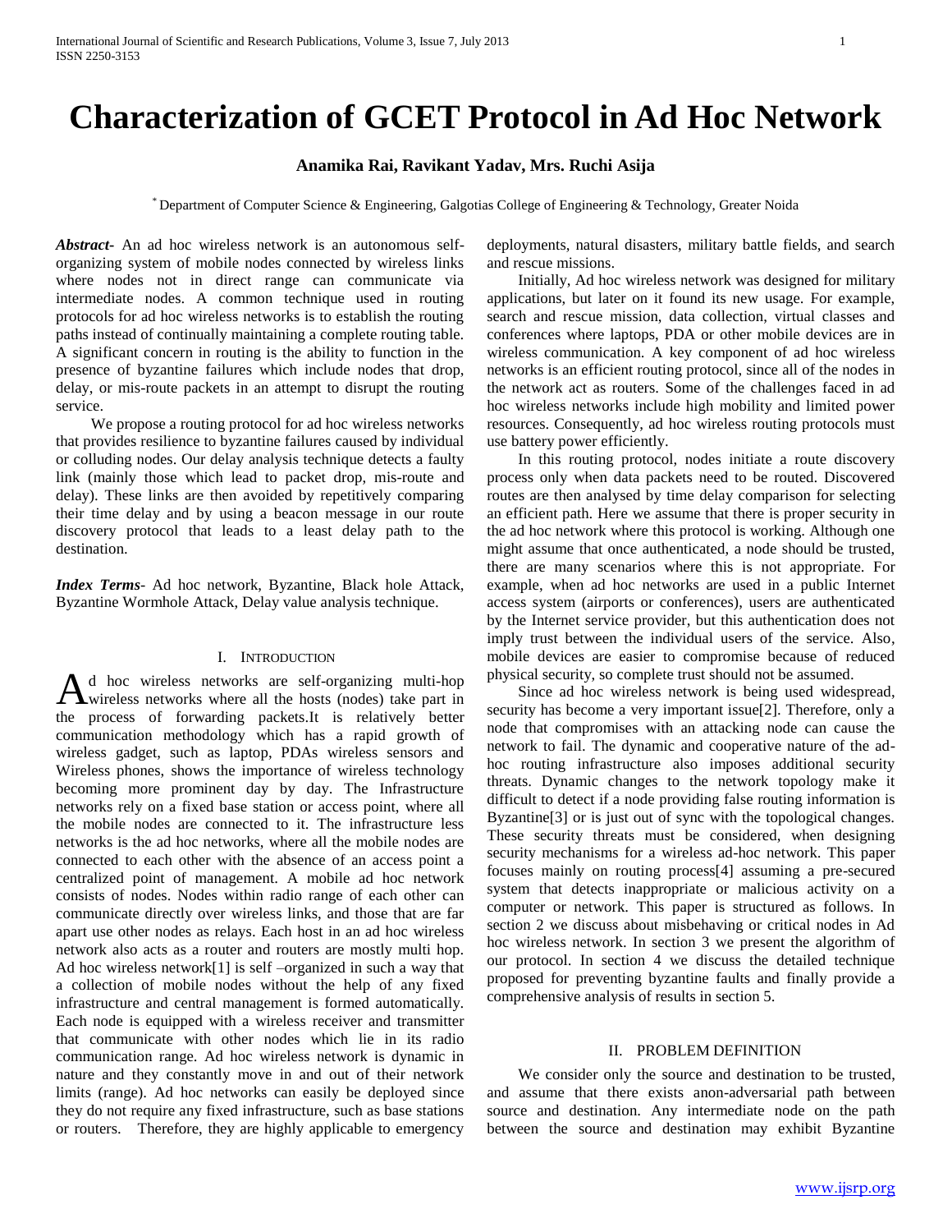# Characterization of GCET Protocol in Ad Hoc Network

**Anamika Rai, Ravikant Yadav, Mrs. Ruchi Asija**

[*] Department of Computer Science & Engineering, Galgotias College of Engineering & Technology, Greater Noida

***Abstract***- An ad hoc wireless network is an autonomous self-organizing system of mobile nodes connected by wireless links where nodes not in direct range can communicate via intermediate nodes. A common technique used in routing protocols for ad hoc wireless networks is to establish the routing paths instead of continually maintaining a complete routing table. A significant concern in routing is the ability to function in the presence of byzantine failures which include nodes that drop, delay, or mis-route packets in an attempt to disrupt the routing service.

We propose a routing protocol for ad hoc wireless networks that provides resilience to byzantine failures caused by individual or colluding nodes. Our delay analysis technique detects a faulty link (mainly those which lead to packet drop, mis-route and delay). These links are then avoided by repetitively comparing their time delay and by using a beacon message in our route discovery protocol that leads to a least delay path to the destination.

***Index Terms***- Ad hoc network, Byzantine, Black hole Attack, Byzantine Wormhole Attack, Delay value analysis technique.

## I. Introduction

Ad hoc wireless networks are self-organizing multi-hop wireless networks where all the hosts (nodes) take part in the process of forwarding packets.It is relatively better communication methodology which has a rapid growth of wireless gadget, such as laptop, PDAs wireless sensors and Wireless phones, shows the importance of wireless technology becoming more prominent day by day. The Infrastructure networks rely on a fixed base station or access point, where all the mobile nodes are connected to it. The infrastructure less networks is the ad hoc networks, where all the mobile nodes are connected to each other with the absence of an access point a centralized point of management. A mobile ad hoc network consists of nodes. Nodes within radio range of each other can communicate directly over wireless links, and those that are far apart use other nodes as relays. Each host in an ad hoc wireless network also acts as a router and routers are mostly multi hop. Ad hoc wireless network[1] is self –organized in such a way that a collection of mobile nodes without the help of any fixed infrastructure and central management is formed automatically. Each node is equipped with a wireless receiver and transmitter that communicate with other nodes which lie in its radio communication range. Ad hoc wireless network is dynamic in nature and they constantly move in and out of their network limits (range). Ad hoc networks can easily be deployed since they do not require any fixed infrastructure, such as base stations or routers. Therefore, they are highly applicable to emergency deployments, natural disasters, military battle fields, and search and rescue missions.

Initially, Ad hoc wireless network was designed for military applications, but later on it found its new usage. For example, search and rescue mission, data collection, virtual classes and conferences where laptops, PDA or other mobile devices are in wireless communication. A key component of ad hoc wireless networks is an efficient routing protocol, since all of the nodes in the network act as routers. Some of the challenges faced in ad hoc wireless networks include high mobility and limited power resources. Consequently, ad hoc wireless routing protocols must use battery power efficiently.

In this routing protocol, nodes initiate a route discovery process only when data packets need to be routed. Discovered routes are then analysed by time delay comparison for selecting an efficient path. Here we assume that there is proper security in the ad hoc network where this protocol is working. Although one might assume that once authenticated, a node should be trusted, there are many scenarios where this is not appropriate. For example, when ad hoc networks are used in a public Internet access system (airports or conferences), users are authenticated by the Internet service provider, but this authentication does not imply trust between the individual users of the service. Also, mobile devices are easier to compromise because of reduced physical security, so complete trust should not be assumed.

Since ad hoc wireless network is being used widespread, security has become a very important issue[2]. Therefore, only a node that compromises with an attacking node can cause the network to fail. The dynamic and cooperative nature of the ad-hoc routing infrastructure also imposes additional security threats. Dynamic changes to the network topology make it difficult to detect if a node providing false routing information is Byzantine[3] or is just out of sync with the topological changes. These security threats must be considered, when designing security mechanisms for a wireless ad-hoc network. This paper focuses mainly on routing process[4] assuming a pre-secured system that detects inappropriate or malicious activity on a computer or network. This paper is structured as follows. In section 2 we discuss about misbehaving or critical nodes in Ad hoc wireless network. In section 3 we present the algorithm of our protocol. In section 4 we discuss the detailed technique proposed for preventing byzantine faults and finally provide a comprehensive analysis of results in section 5.

## II. Problem Definition

We consider only the source and destination to be trusted, and assume that there exists anon-adversarial path between source and destination. Any intermediate node on the path between the source and destination may exhibit Byzantine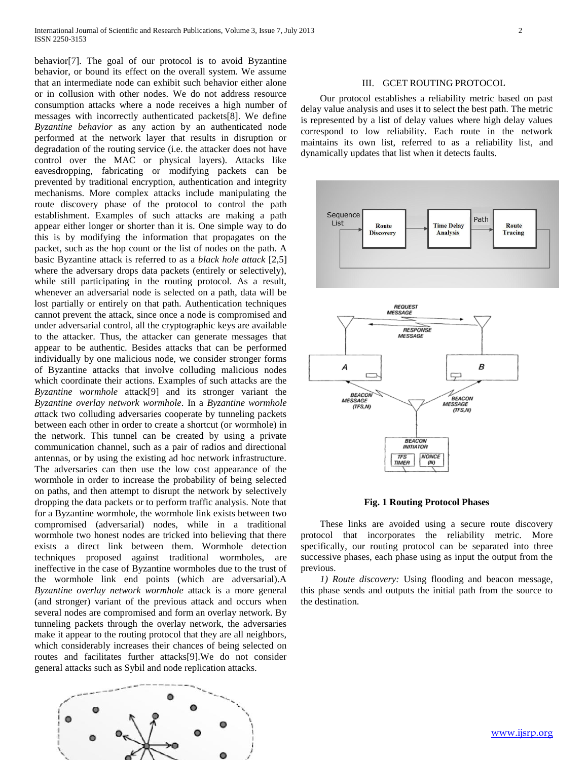behavior[7]. The goal of our protocol is to avoid Byzantine behavior, or bound its effect on the overall system. We assume that an intermediate node can exhibit such behavior either alone or in collusion with other nodes. We do not address resource consumption attacks where a node receives a high number of messages with incorrectly authenticated packets[8]. We define *Byzantine behavior* as any action by an authenticated node performed at the network layer that results in disruption or degradation of the routing service (i.e. the attacker does not have control over the MAC or physical layers). Attacks like eavesdropping, fabricating or modifying packets can be prevented by traditional encryption, authentication and integrity mechanisms. More complex attacks include manipulating the route discovery phase of the protocol to control the path establishment. Examples of such attacks are making a path appear either longer or shorter than it is. One simple way to do this is by modifying the information that propagates on the packet, such as the hop count or the list of nodes on the path. A basic Byzantine attack is referred to as a *black hole attack* [2,5] where the adversary drops data packets (entirely or selectively), while still participating in the routing protocol. As a result, whenever an adversarial node is selected on a path, data will be lost partially or entirely on that path. Authentication techniques cannot prevent the attack, since once a node is compromised and under adversarial control, all the cryptographic keys are available to the attacker. Thus, the attacker can generate messages that appear to be authentic. Besides attacks that can be performed individually by one malicious node, we consider stronger forms of Byzantine attacks that involve colluding malicious nodes which coordinate their actions. Examples of such attacks are the *Byzantine wormhole* attack[9] and its stronger variant the *Byzantine overlay network wormhole*. In a *Byzantine wormhole attack* two colluding adversaries cooperate by tunneling packets between each other in order to create a shortcut (or wormhole) in the network. This tunnel can be created by using a private communication channel, such as a pair of radios and directional antennas, or by using the existing ad hoc network infrastructure. The adversaries can then use the low cost appearance of the wormhole in order to increase the probability of being selected on paths, and then attempt to disrupt the network by selectively dropping the data packets or to perform traffic analysis. Note that for a Byzantine wormhole, the wormhole link exists between two compromised (adversarial) nodes, while in a traditional wormhole two honest nodes are tricked into believing that there exists a direct link between them. Wormhole detection techniques proposed against traditional wormholes, are ineffective in the case of Byzantine wormholes due to the trust of the wormhole link end points (which are adversarial).A *Byzantine overlay network wormhole* attack is a more general (and stronger) variant of the previous attack and occurs when several nodes are compromised and form an overlay network. By tunneling packets through the overlay network, the adversaries make it appear to the routing protocol that they are all neighbors, which considerably increases their chances of being selected on routes and facilitates further attacks[9].We do not consider general attacks such as Sybil and node replication attacks.

## III. GCET ROUTING PROTOCOL

Our protocol establishes a reliability metric based on past delay value analysis and uses it to select the best path. The metric is represented by a list of delay values where high delay values correspond to low reliability. Each route in the network maintains its own list, referred to as a reliability list, and dynamically updates that list when it detects faults.

**Fig. 1 Routing Protocol Phases**

These links are avoided using a secure route discovery protocol that incorporates the reliability metric. More specifically, our routing protocol can be separated into three successive phases, each phase using as input the output from the previous.

*1) Route discovery:* Using flooding and beacon message, this phase sends and outputs the initial path from the source to the destination.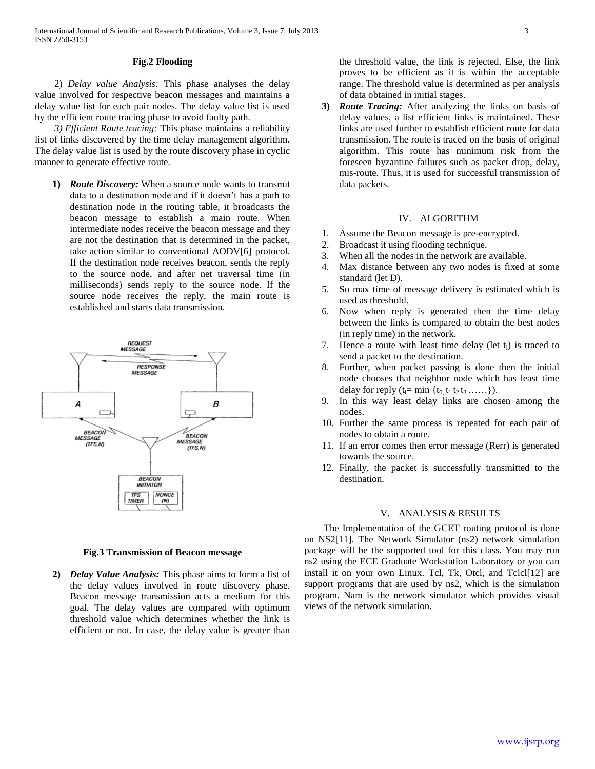**Fig.2 Flooding**

2) *Delay value Analysis:* This phase analyses the delay value involved for respective beacon messages and maintains a delay value list for each pair nodes. The delay value list is used by the efficient route tracing phase to avoid faulty path.

3) *Efficient Route tracing:* This phase maintains a reliability list of links discovered by the time delay management algorithm. The delay value list is used by the route discovery phase in cyclic manner to generate effective route.

1) ***Route Discovery:*** When a source node wants to transmit data to a destination node and if it doesn't has a path to destination node in the routing table, it broadcasts the beacon message to establish a main route. When intermediate nodes receive the beacon message and they are not the destination that is determined in the packet, take action similar to conventional AODV[6] protocol. If the destination node receives beacon, sends the reply to the source node, and after net traversal time (in milliseconds) sends reply to the source node. If the source node receives the reply, the main route is established and starts data transmission.

**Fig.3 Transmission of Beacon message**

2) ***Delay Value Analysis:*** This phase aims to form a list of the delay values involved in route discovery phase. Beacon message transmission acts a medium for this goal. The delay values are compared with optimum threshold value which determines whether the link is efficient or not. In case, the delay value is greater than the threshold value, the link is rejected. Else, the link proves to be efficient as it is within the acceptable range. The threshold value is determined as per analysis of data obtained in initial stages.

3) ***Route Tracing:*** After analyzing the links on basis of delay values, a list efficient links is maintained. These links are used further to establish efficient route for data transmission. The route is traced on the basis of original algorithm. This route has minimum risk from the foreseen byzantine failures such as packet drop, delay, mis-route. Thus, it is used for successful transmission of data packets.

## IV. ALGORITHM

1. Assume the Beacon message is pre-encrypted.
2. Broadcast it using flooding technique.
3. When all the nodes in the network are available.
4. Max distance between any two nodes is fixed at some standard (let D).
5. So max time of message delivery is estimated which is used as threshold.
6. Now when reply is generated then the time delay between the links is compared to obtain the best nodes (in reply time) in the network.
7. Hence a route with least time delay (let $t_l$) is traced to send a packet to the destination.
8. Further, when packet passing is done then the initial node chooses that neighbor node which has least time delay for reply ($t_l = \min\{t_0, t_1\, t_2\, t_3 \ldots\ldots\}$).
9. In this way least delay links are chosen among the nodes.
10. Further the same process is repeated for each pair of nodes to obtain a route.
11. If an error comes then error message (Rerr) is generated towards the source.
12. Finally, the packet is successfully transmitted to the destination.

## V. ANALYSIS & RESULTS

The Implementation of the GCET routing protocol is done on NS2[11]. The Network Simulator (ns2) network simulation package will be the supported tool for this class. You may run ns2 using the ECE Graduate Workstation Laboratory or you can install it on your own Linux. Tcl, Tk, Otcl, and Tclcl[12] are support programs that are used by ns2, which is the simulation program. Nam is the network simulator which provides visual views of the network simulation.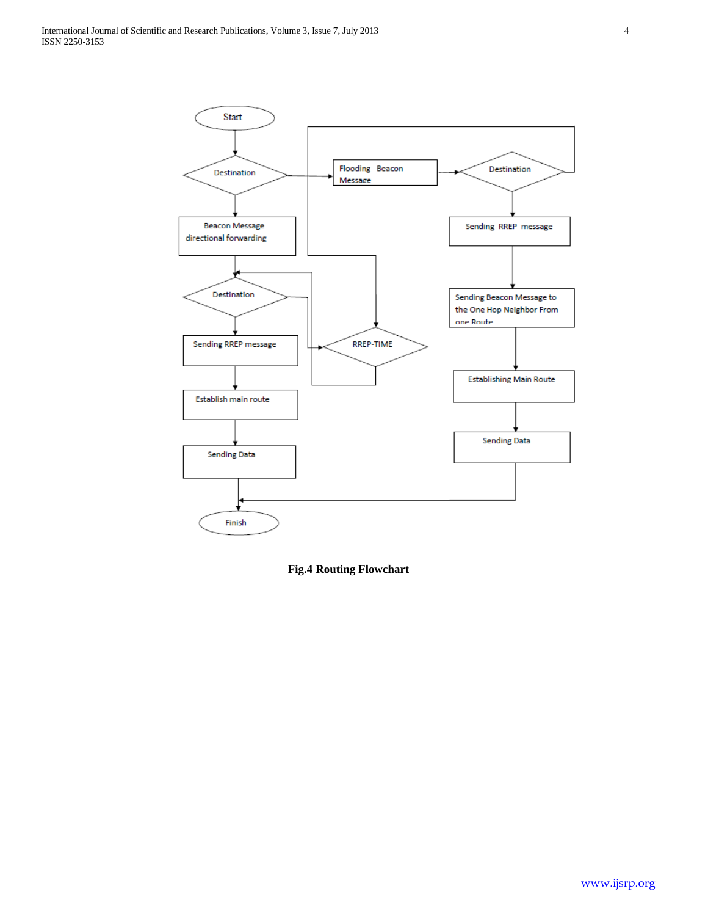Start

Destination

Flooding Beacon Message

Destination

Beacon Message directional forwarding

Sending RREP message

Destination

Sending Beacon Message to the One Hop Neighbor From one Route

RREP-TIME

Sending RREP message

Establishing Main Route

Establish main route

Sending Data

Sending Data

Finish

**Fig.4 Routing Flowchart**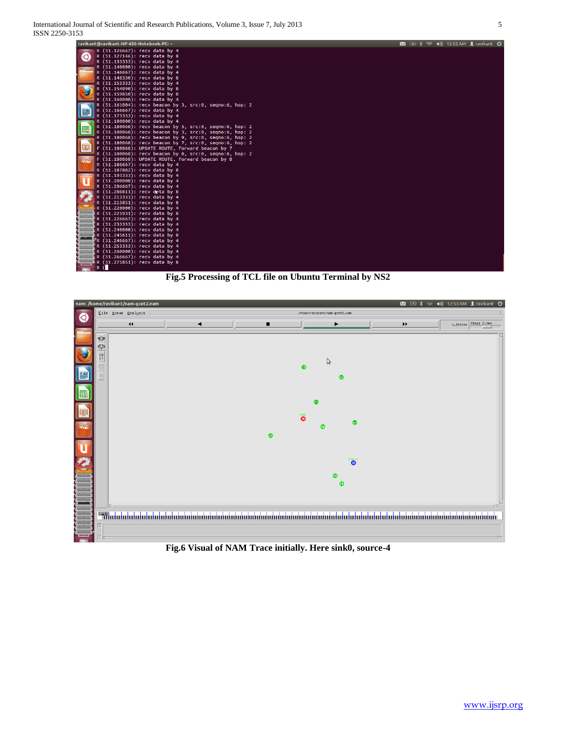Fig.5 Processing of TCL file on Ubuntu Terminal by NS2

Fig.6 Visual of NAM Trace initially. Here sink0, source-4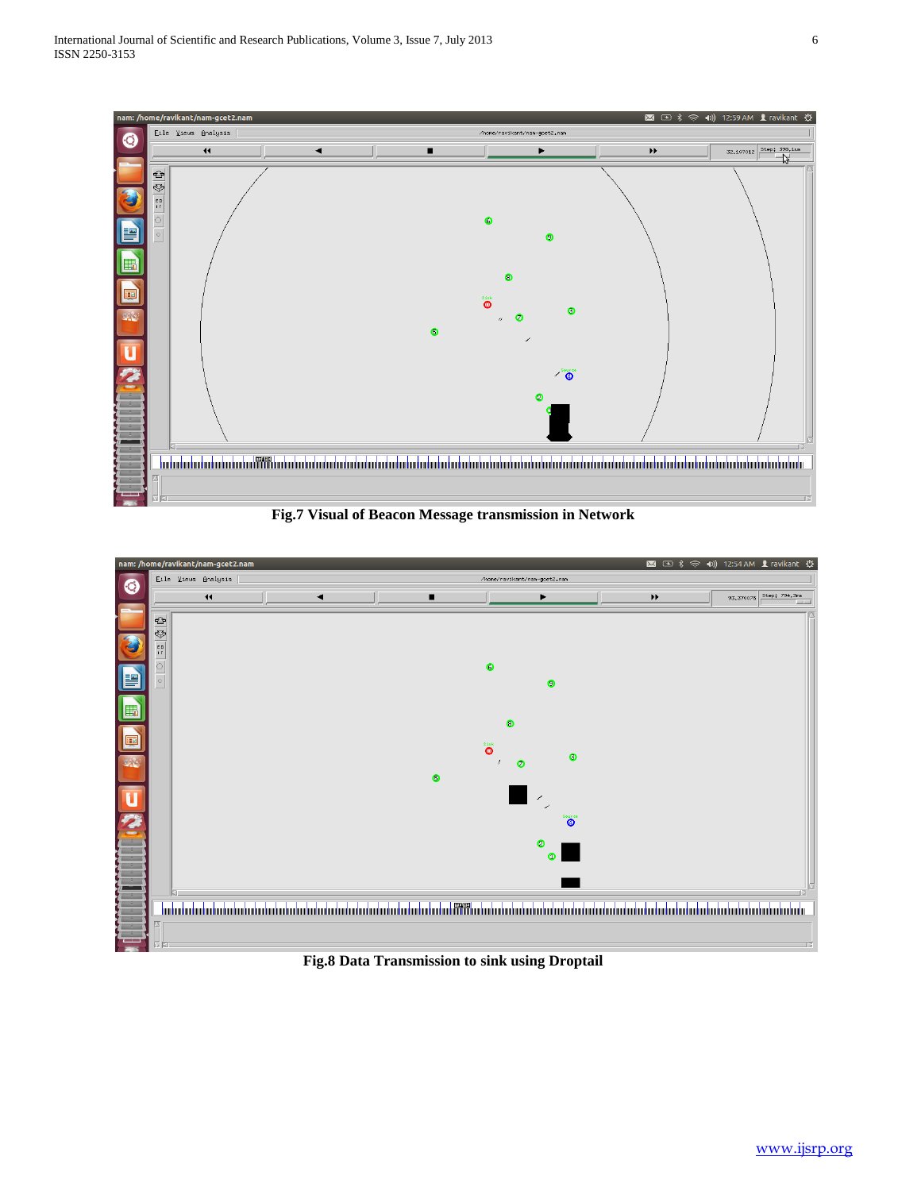Fig.7 Visual of Beacon Message transmission in Network

Fig.8 Data Transmission to sink using Droptail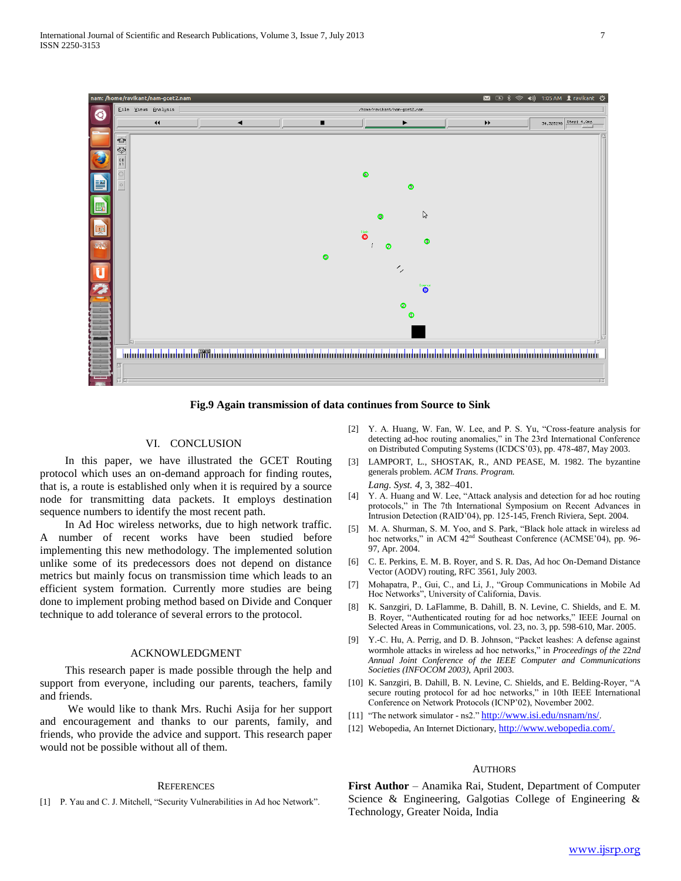Fig.9 Again transmission of data continues from Source to Sink

## VI. CONCLUSION

In this paper, we have illustrated the GCET Routing protocol which uses an on-demand approach for finding routes, that is, a route is established only when it is required by a source node for transmitting data packets. It employs destination sequence numbers to identify the most recent path.

In Ad Hoc wireless networks, due to high network traffic. A number of recent works have been studied before implementing this new methodology. The implemented solution unlike some of its predecessors does not depend on distance metrics but mainly focus on transmission time which leads to an efficient system formation. Currently more studies are being done to implement probing method based on Divide and Conquer technique to add tolerance of several errors to the protocol.

## ACKNOWLEDGMENT

This research paper is made possible through the help and support from everyone, including our parents, teachers, family and friends.

We would like to thank Mrs. Ruchi Asija for her support and encouragement and thanks to our parents, family, and friends, who provide the advice and support. This research paper would not be possible without all of them.

## REFERENCES

[1] P. Yau and C. J. Mitchell, "Security Vulnerabilities in Ad hoc Network".

[2] Y. A. Huang, W. Fan, W. Lee, and P. S. Yu, "Cross-feature analysis for detecting ad-hoc routing anomalies," in The 23rd International Conference on Distributed Computing Systems (ICDCS'03), pp. 478-487, May 2003.

[3] LAMPORT, L., SHOSTAK, R., AND PEASE, M. 1982. The byzantine generals problem. *ACM Trans. Program. Lang. Syst. 4*, 3, 382–401.

[4] Y. A. Huang and W. Lee, "Attack analysis and detection for ad hoc routing protocols," in The 7th International Symposium on Recent Advances in Intrusion Detection (RAID'04), pp. 125-145, French Riviera, Sept. 2004.

[5] M. A. Shurman, S. M. Yoo, and S. Park, "Black hole attack in wireless ad hoc networks," in ACM 42nd Southeast Conference (ACMSE'04), pp. 96-97, Apr. 2004.

[6] C. E. Perkins, E. M. B. Royer, and S. R. Das, Ad hoc On-Demand Distance Vector (AODV) routing, RFC 3561, July 2003.

[7] Mohapatra, P., Gui, C., and Li, J., "Group Communications in Mobile Ad Hoc Networks", University of California, Davis.

[8] K. Sanzgiri, D. LaFlamme, B. Dahill, B. N. Levine, C. Shields, and E. M. B. Royer, "Authenticated routing for ad hoc networks," IEEE Journal on Selected Areas in Communications, vol. 23, no. 3, pp. 598-610, Mar. 2005.

[9] Y.-C. Hu, A. Perrig, and D. B. Johnson, "Packet leashes: A defense against wormhole attacks in wireless ad hoc networks," in *Proceedings of the 22nd Annual Joint Conference of the IEEE Computer and Communications Societies (INFOCOM 2003)*, April 2003.

[10] K. Sanzgiri, B. Dahill, B. N. Levine, C. Shields, and E. Belding-Royer, "A secure routing protocol for ad hoc networks," in 10th IEEE International Conference on Network Protocols (ICNP'02), November 2002.

[11] "The network simulator - ns2." http://www.isi.edu/nsnam/ns/.

[12] Webopedia, An Internet Dictionary, http://www.webopedia.com/.

## AUTHORS

**First Author** – Anamika Rai, Student, Department of Computer Science & Engineering, Galgotias College of Engineering & Technology, Greater Noida, India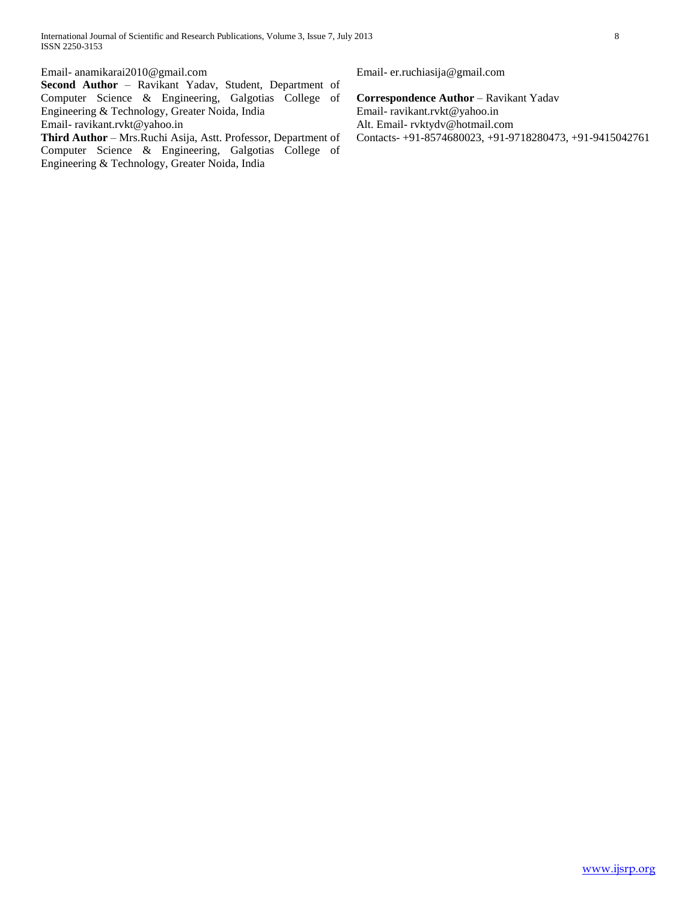Email- anamikarai2010@gmail.com

**Second Author** – Ravikant Yadav, Student, Department of Computer Science & Engineering, Galgotias College of Engineering & Technology, Greater Noida, India
Email- ravikant.rvkt@yahoo.in

**Third Author** – Mrs.Ruchi Asija, Astt. Professor, Department of Computer Science & Engineering, Galgotias College of Engineering & Technology, Greater Noida, India
Email- er.ruchiasija@gmail.com

**Correspondence Author** – Ravikant Yadav
Email- ravikant.rvkt@yahoo.in
Alt. Email- rvktydv@hotmail.com
Contacts- +91-8574680023, +91-9718280473, +91-9415042761